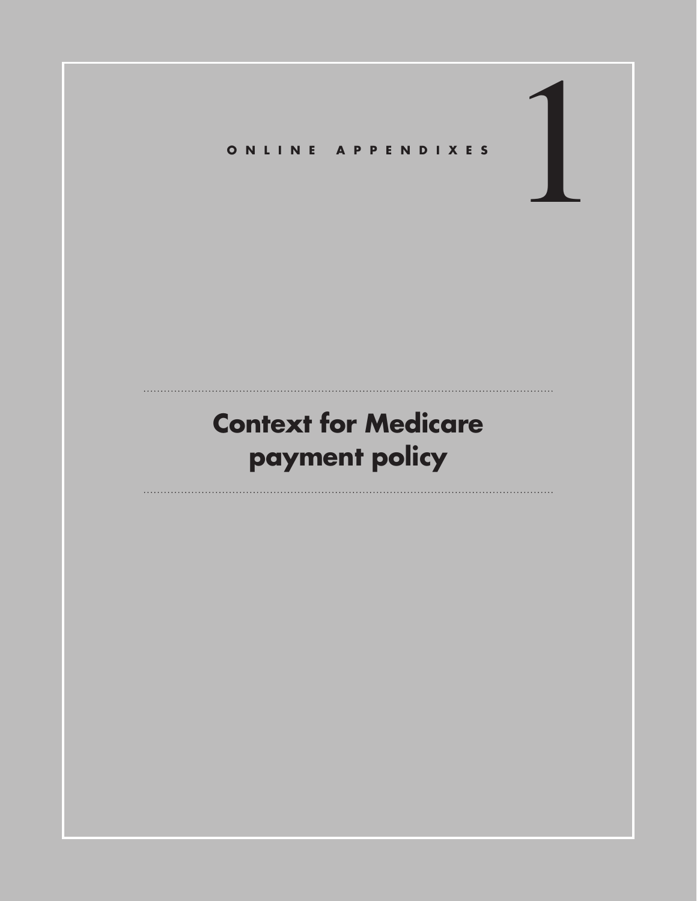ONLINE APPENDIXES

# 1

# Context for Medicare payment policy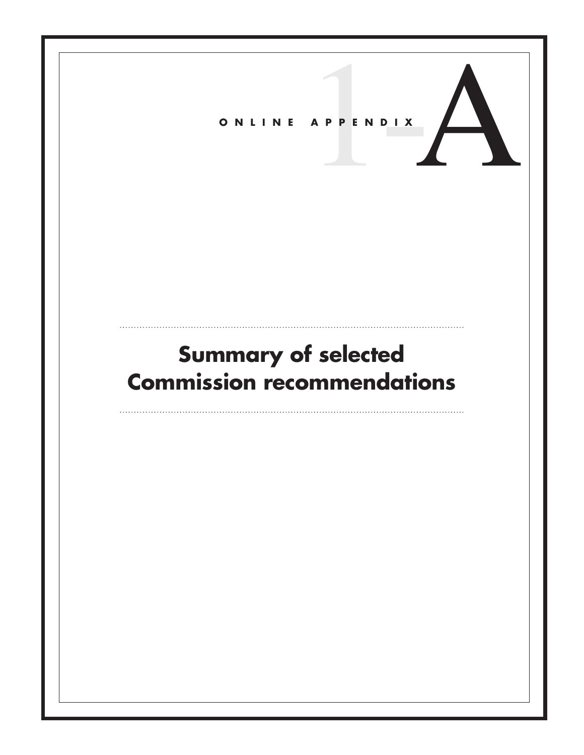ONLINE APPENDIX

# 1-A

# Summary of selected Commission recommendations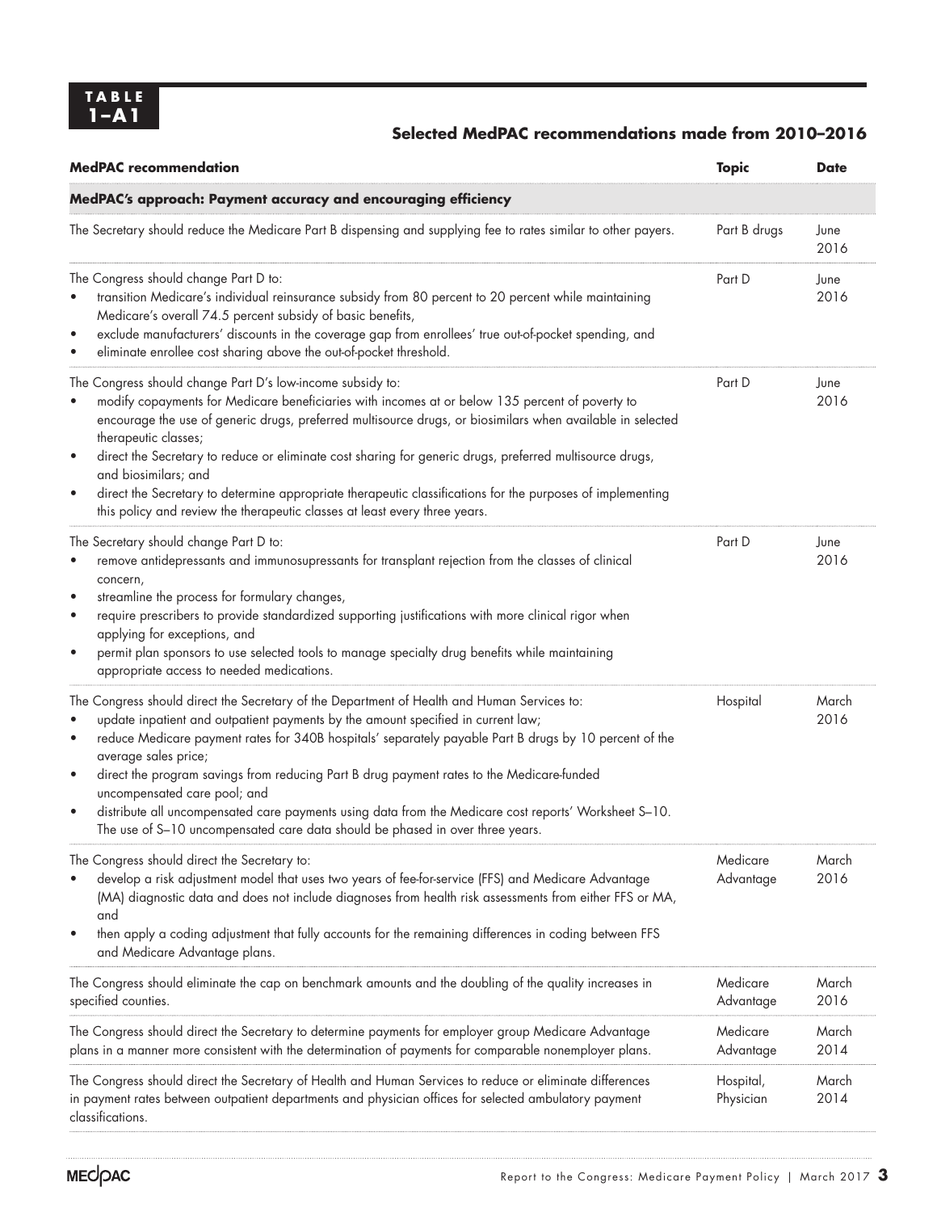**TABLE 1–A1**

**Selected MedPAC recommendations made from 2010–2016**

| MedPAC recommendation | Topic | Date |
|---|---|---|
| **MedPAC's approach: Payment accuracy and encouraging efficiency** | | |
| The Secretary should reduce the Medicare Part B dispensing and supplying fee to rates similar to other payers. | Part B drugs | June 2016 |
| The Congress should change Part D to: <br>• transition Medicare's individual reinsurance subsidy from 80 percent to 20 percent while maintaining Medicare's overall 74.5 percent subsidy of basic benefits, <br>• exclude manufacturers' discounts in the coverage gap from enrollees' true out-of-pocket spending, and <br>• eliminate enrollee cost sharing above the out-of-pocket threshold. | Part D | June 2016 |
| The Congress should change Part D's low-income subsidy to: <br>• modify copayments for Medicare beneficiaries with incomes at or below 135 percent of poverty to encourage the use of generic drugs, preferred multisource drugs, or biosimilars when available in selected therapeutic classes; <br>• direct the Secretary to reduce or eliminate cost sharing for generic drugs, preferred multisource drugs, and biosimilars; and <br>• direct the Secretary to determine appropriate therapeutic classifications for the purposes of implementing this policy and review the therapeutic classes at least every three years. | Part D | June 2016 |
| The Secretary should change Part D to: <br>• remove antidepressants and immunosupressants for transplant rejection from the classes of clinical concern, <br>• streamline the process for formulary changes, <br>• require prescribers to provide standardized supporting justifications with more clinical rigor when applying for exceptions, and <br>• permit plan sponsors to use selected tools to manage specialty drug benefits while maintaining appropriate access to needed medications. | Part D | June 2016 |
| The Congress should direct the Secretary of the Department of Health and Human Services to: <br>• update inpatient and outpatient payments by the amount specified in current law; <br>• reduce Medicare payment rates for 340B hospitals' separately payable Part B drugs by 10 percent of the average sales price; <br>• direct the program savings from reducing Part B drug payment rates to the Medicare-funded uncompensated care pool; and <br>• distribute all uncompensated care payments using data from the Medicare cost reports' Worksheet S–10. The use of S–10 uncompensated care data should be phased in over three years. | Hospital | March 2016 |
| The Congress should direct the Secretary to: <br>• develop a risk adjustment model that uses two years of fee-for-service (FFS) and Medicare Advantage (MA) diagnostic data and does not include diagnoses from health risk assessments from either FFS or MA, and <br>• then apply a coding adjustment that fully accounts for the remaining differences in coding between FFS and Medicare Advantage plans. | Medicare Advantage | March 2016 |
| The Congress should eliminate the cap on benchmark amounts and the doubling of the quality increases in specified counties. | Medicare Advantage | March 2016 |
| The Congress should direct the Secretary to determine payments for employer group Medicare Advantage plans in a manner more consistent with the determination of payments for comparable nonemployer plans. | Medicare Advantage | March 2014 |
| The Congress should direct the Secretary of Health and Human Services to reduce or eliminate differences in payment rates between outpatient departments and physician offices for selected ambulatory payment classifications. | Hospital, Physician | March 2014 |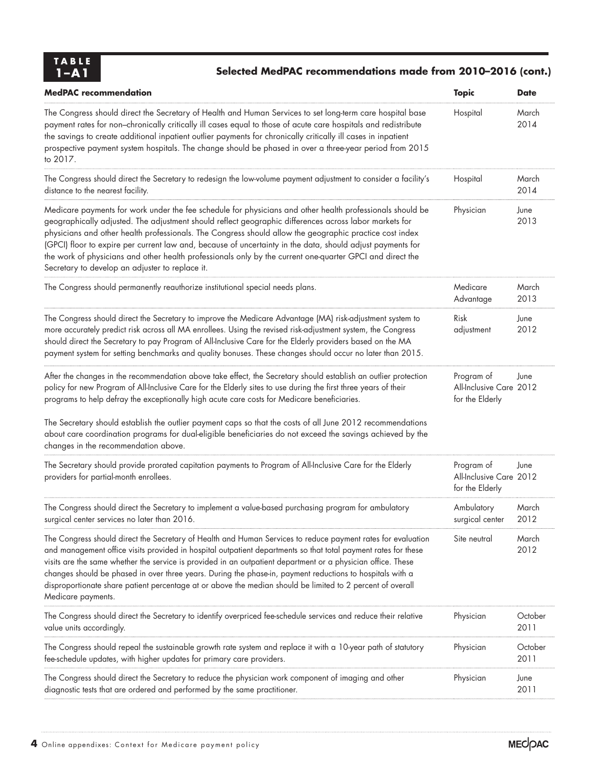**TABLE 1–A1 Selected MedPAC recommendations made from 2010–2016 (cont.)**

| MedPAC recommendation | Topic | Date |
|---|---|---|
| The Congress should direct the Secretary of Health and Human Services to set long-term care hospital base payment rates for non–chronically critically ill cases equal to those of acute care hospitals and redistribute the savings to create additional inpatient outlier payments for chronically critically ill cases in inpatient prospective payment system hospitals. The change should be phased in over a three-year period from 2015 to 2017. | Hospital | March 2014 |
| The Congress should direct the Secretary to redesign the low-volume payment adjustment to consider a facility's distance to the nearest facility. | Hospital | March 2014 |
| Medicare payments for work under the fee schedule for physicians and other health professionals should be geographically adjusted. The adjustment should reflect geographic differences across labor markets for physicians and other health professionals. The Congress should allow the geographic practice cost index (GPCI) floor to expire per current law and, because of uncertainty in the data, should adjust payments for the work of physicians and other health professionals only by the current one-quarter GPCI and direct the Secretary to develop an adjuster to replace it. | Physician | June 2013 |
| The Congress should permanently reauthorize institutional special needs plans. | Medicare Advantage | March 2013 |
| The Congress should direct the Secretary to improve the Medicare Advantage (MA) risk-adjustment system to more accurately predict risk across all MA enrollees. Using the revised risk-adjustment system, the Congress should direct the Secretary to pay Program of All-Inclusive Care for the Elderly providers based on the MA payment system for setting benchmarks and quality bonuses. These changes should occur no later than 2015. | Risk adjustment | June 2012 |
| After the changes in the recommendation above take effect, the Secretary should establish an outlier protection policy for new Program of All-Inclusive Care for the Elderly sites to use during the first three years of their programs to help defray the exceptionally high acute care costs for Medicare beneficiaries.<br><br>The Secretary should establish the outlier payment caps so that the costs of all June 2012 recommendations about care coordination programs for dual-eligible beneficiaries do not exceed the savings achieved by the changes in the recommendation above. | Program of All-Inclusive Care for the Elderly | June 2012 |
| The Secretary should provide prorated capitation payments to Program of All-Inclusive Care for the Elderly providers for partial-month enrollees. | Program of All-Inclusive Care for the Elderly | June 2012 |
| The Congress should direct the Secretary to implement a value-based purchasing program for ambulatory surgical center services no later than 2016. | Ambulatory surgical center | March 2012 |
| The Congress should direct the Secretary of Health and Human Services to reduce payment rates for evaluation and management office visits provided in hospital outpatient departments so that total payment rates for these visits are the same whether the service is provided in an outpatient department or a physician office. These changes should be phased in over three years. During the phase-in, payment reductions to hospitals with a disproportionate share patient percentage at or above the median should be limited to 2 percent of overall Medicare payments. | Site neutral | March 2012 |
| The Congress should direct the Secretary to identify overpriced fee-schedule services and reduce their relative value units accordingly. | Physician | October 2011 |
| The Congress should repeal the sustainable growth rate system and replace it with a 10-year path of statutory fee-schedule updates, with higher updates for primary care providers. | Physician | October 2011 |
| The Congress should direct the Secretary to reduce the physician work component of imaging and other diagnostic tests that are ordered and performed by the same practitioner. | Physician | June 2011 |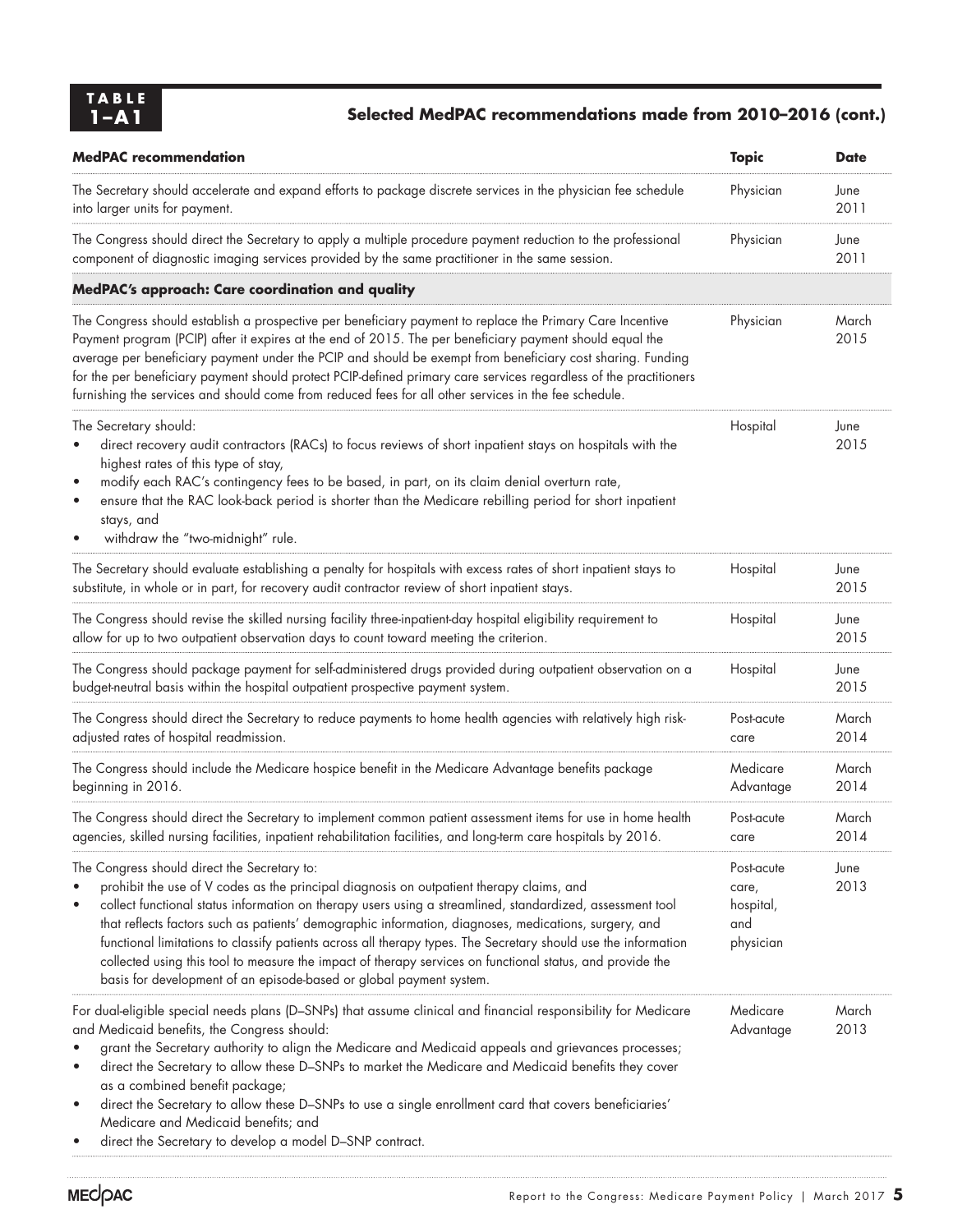**TABLE 1–A1 Selected MedPAC recommendations made from 2010–2016 (cont.)**

| MedPAC recommendation | Topic | Date |
|---|---|---|
| The Secretary should accelerate and expand efforts to package discrete services in the physician fee schedule into larger units for payment. | Physician | June 2011 |
| The Congress should direct the Secretary to apply a multiple procedure payment reduction to the professional component of diagnostic imaging services provided by the same practitioner in the same session. | Physician | June 2011 |
| **MedPAC's approach: Care coordination and quality** | | |
| The Congress should establish a prospective per beneficiary payment to replace the Primary Care Incentive Payment program (PCIP) after it expires at the end of 2015. The per beneficiary payment should equal the average per beneficiary payment under the PCIP and should be exempt from beneficiary cost sharing. Funding for the per beneficiary payment should protect PCIP-defined primary care services regardless of the practitioners furnishing the services and should come from reduced fees for all other services in the fee schedule. | Physician | March 2015 |
| The Secretary should: <br>• direct recovery audit contractors (RACs) to focus reviews of short inpatient stays on hospitals with the highest rates of this type of stay, <br>• modify each RAC's contingency fees to be based, in part, on its claim denial overturn rate, <br>• ensure that the RAC look-back period is shorter than the Medicare rebilling period for short inpatient stays, and <br>• withdraw the "two-midnight" rule. | Hospital | June 2015 |
| The Secretary should evaluate establishing a penalty for hospitals with excess rates of short inpatient stays to substitute, in whole or in part, for recovery audit contractor review of short inpatient stays. | Hospital | June 2015 |
| The Congress should revise the skilled nursing facility three-inpatient-day hospital eligibility requirement to allow for up to two outpatient observation days to count toward meeting the criterion. | Hospital | June 2015 |
| The Congress should package payment for self-administered drugs provided during outpatient observation on a budget-neutral basis within the hospital outpatient prospective payment system. | Hospital | June 2015 |
| The Congress should direct the Secretary to reduce payments to home health agencies with relatively high risk-adjusted rates of hospital readmission. | Post-acute care | March 2014 |
| The Congress should include the Medicare hospice benefit in the Medicare Advantage benefits package beginning in 2016. | Medicare Advantage | March 2014 |
| The Congress should direct the Secretary to implement common patient assessment items for use in home health agencies, skilled nursing facilities, inpatient rehabilitation facilities, and long-term care hospitals by 2016. | Post-acute care | March 2014 |
| The Congress should direct the Secretary to: <br>• prohibit the use of V codes as the principal diagnosis on outpatient therapy claims, and <br>• collect functional status information on therapy users using a streamlined, standardized, assessment tool that reflects factors such as patients' demographic information, diagnoses, medications, surgery, and functional limitations to classify patients across all therapy types. The Secretary should use the information collected using this tool to measure the impact of therapy services on functional status, and provide the basis for development of an episode-based or global payment system. | Post-acute care, hospital, and physician | June 2013 |
| For dual-eligible special needs plans (D–SNPs) that assume clinical and financial responsibility for Medicare and Medicaid benefits, the Congress should: <br>• grant the Secretary authority to align the Medicare and Medicaid appeals and grievances processes; <br>• direct the Secretary to allow these D–SNPs to market the Medicare and Medicaid benefits they cover as a combined benefit package; <br>• direct the Secretary to allow these D–SNPs to use a single enrollment card that covers beneficiaries' Medicare and Medicaid benefits; and <br>• direct the Secretary to develop a model D–SNP contract. | Medicare Advantage | March 2013 |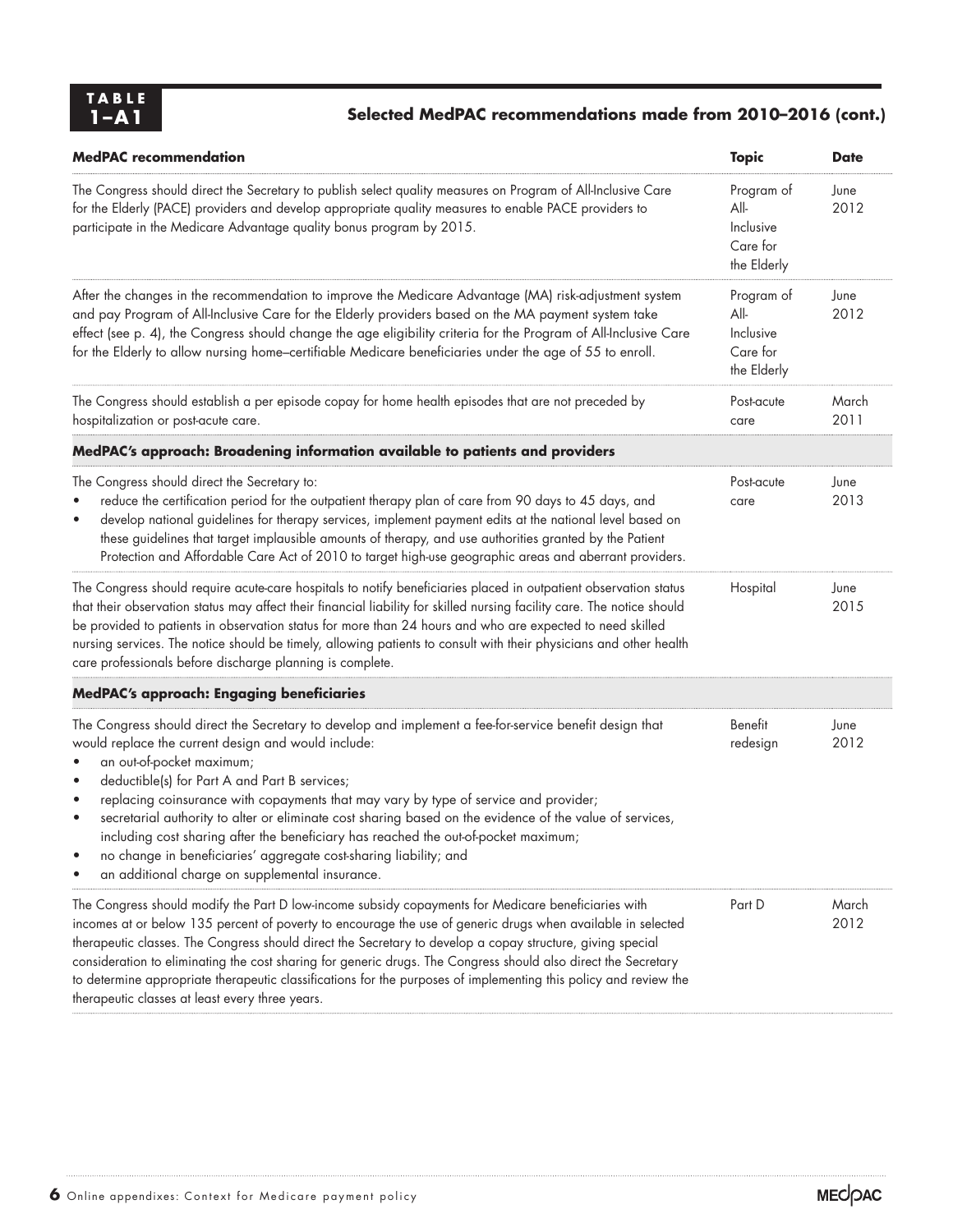**TABLE 1–A1 Selected MedPAC recommendations made from 2010–2016 (cont.)**

| MedPAC recommendation | Topic | Date |
|---|---|---|
| The Congress should direct the Secretary to publish select quality measures on Program of All-Inclusive Care for the Elderly (PACE) providers and develop appropriate quality measures to enable PACE providers to participate in the Medicare Advantage quality bonus program by 2015. | Program of All-Inclusive Care for the Elderly | June 2012 |
| After the changes in the recommendation to improve the Medicare Advantage (MA) risk-adjustment system and pay Program of All-Inclusive Care for the Elderly providers based on the MA payment system take effect (see p. 4), the Congress should change the age eligibility criteria for the Program of All-Inclusive Care for the Elderly to allow nursing home–certifiable Medicare beneficiaries under the age of 55 to enroll. | Program of All-Inclusive Care for the Elderly | June 2012 |
| The Congress should establish a per episode copay for home health episodes that are not preceded by hospitalization or post-acute care. | Post-acute care | March 2011 |
| **MedPAC's approach: Broadening information available to patients and providers** | | |
| The Congress should direct the Secretary to: <br>• reduce the certification period for the outpatient therapy plan of care from 90 days to 45 days, and <br>• develop national guidelines for therapy services, implement payment edits at the national level based on these guidelines that target implausible amounts of therapy, and use authorities granted by the Patient Protection and Affordable Care Act of 2010 to target high-use geographic areas and aberrant providers. | Post-acute care | June 2013 |
| The Congress should require acute-care hospitals to notify beneficiaries placed in outpatient observation status that their observation status may affect their financial liability for skilled nursing facility care. The notice should be provided to patients in observation status for more than 24 hours and who are expected to need skilled nursing services. The notice should be timely, allowing patients to consult with their physicians and other health care professionals before discharge planning is complete. | Hospital | June 2015 |
| **MedPAC's approach: Engaging beneficiaries** | | |
| The Congress should direct the Secretary to develop and implement a fee-for-service benefit design that would replace the current design and would include: <br>• an out-of-pocket maximum; <br>• deductible(s) for Part A and Part B services; <br>• replacing coinsurance with copayments that may vary by type of service and provider; <br>• secretarial authority to alter or eliminate cost sharing based on the evidence of the value of services, including cost sharing after the beneficiary has reached the out-of-pocket maximum; <br>• no change in beneficiaries' aggregate cost-sharing liability; and <br>• an additional charge on supplemental insurance. | Benefit redesign | June 2012 |
| The Congress should modify the Part D low-income subsidy copayments for Medicare beneficiaries with incomes at or below 135 percent of poverty to encourage the use of generic drugs when available in selected therapeutic classes. The Congress should direct the Secretary to develop a copay structure, giving special consideration to eliminating the cost sharing for generic drugs. The Congress should also direct the Secretary to determine appropriate therapeutic classifications for the purposes of implementing this policy and review the therapeutic classes at least every three years. | Part D | March 2012 |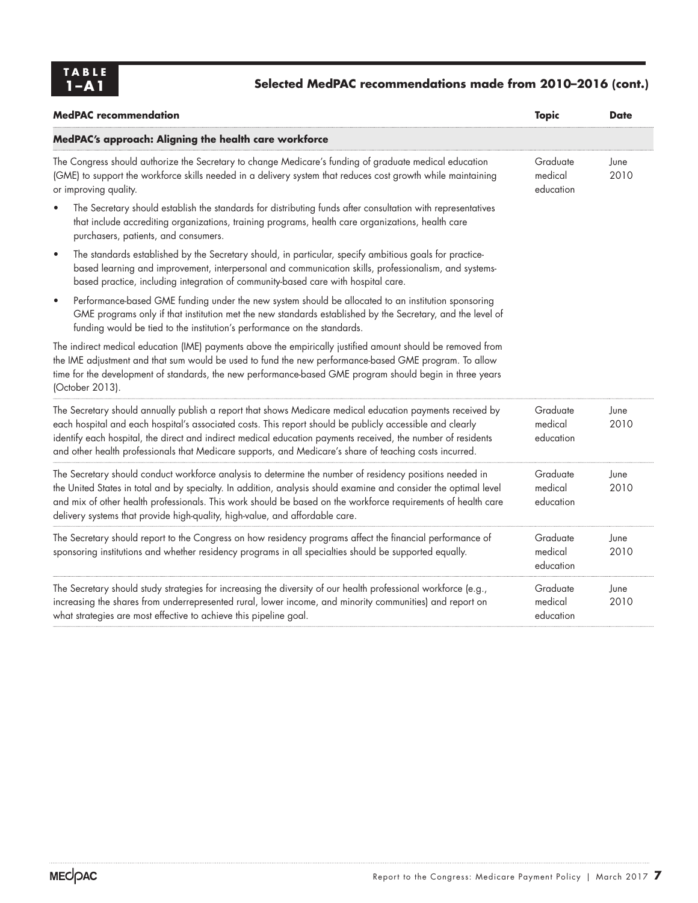**TABLE 1–A1** Selected MedPAC recommendations made from 2010–2016 (cont.)

| MedPAC recommendation | Topic | Date |
|---|---|---|
| **MedPAC's approach: Aligning the health care workforce** | | |
| The Congress should authorize the Secretary to change Medicare's funding of graduate medical education (GME) to support the workforce skills needed in a delivery system that reduces cost growth while maintaining or improving quality.<br>• The Secretary should establish the standards for distributing funds after consultation with representatives that include accrediting organizations, training programs, health care organizations, health care purchasers, patients, and consumers.<br>• The standards established by the Secretary should, in particular, specify ambitious goals for practice-based learning and improvement, interpersonal and communication skills, professionalism, and systems-based practice, including integration of community-based care with hospital care.<br>• Performance-based GME funding under the new system should be allocated to an institution sponsoring GME programs only if that institution met the new standards established by the Secretary, and the level of funding would be tied to the institution's performance on the standards.<br>The indirect medical education (IME) payments above the empirically justified amount should be removed from the IME adjustment and that sum would be used to fund the new performance-based GME program. To allow time for the development of standards, the new performance-based GME program should begin in three years (October 2013). | Graduate medical education | June 2010 |
| The Secretary should annually publish a report that shows Medicare medical education payments received by each hospital and each hospital's associated costs. This report should be publicly accessible and clearly identify each hospital, the direct and indirect medical education payments received, the number of residents and other health professionals that Medicare supports, and Medicare's share of teaching costs incurred. | Graduate medical education | June 2010 |
| The Secretary should conduct workforce analysis to determine the number of residency positions needed in the United States in total and by specialty. In addition, analysis should examine and consider the optimal level and mix of other health professionals. This work should be based on the workforce requirements of health care delivery systems that provide high-quality, high-value, and affordable care. | Graduate medical education | June 2010 |
| The Secretary should report to the Congress on how residency programs affect the financial performance of sponsoring institutions and whether residency programs in all specialties should be supported equally. | Graduate medical education | June 2010 |
| The Secretary should study strategies for increasing the diversity of our health professional workforce (e.g., increasing the shares from underrepresented rural, lower income, and minority communities) and report on what strategies are most effective to achieve this pipeline goal. | Graduate medical education | June 2010 |